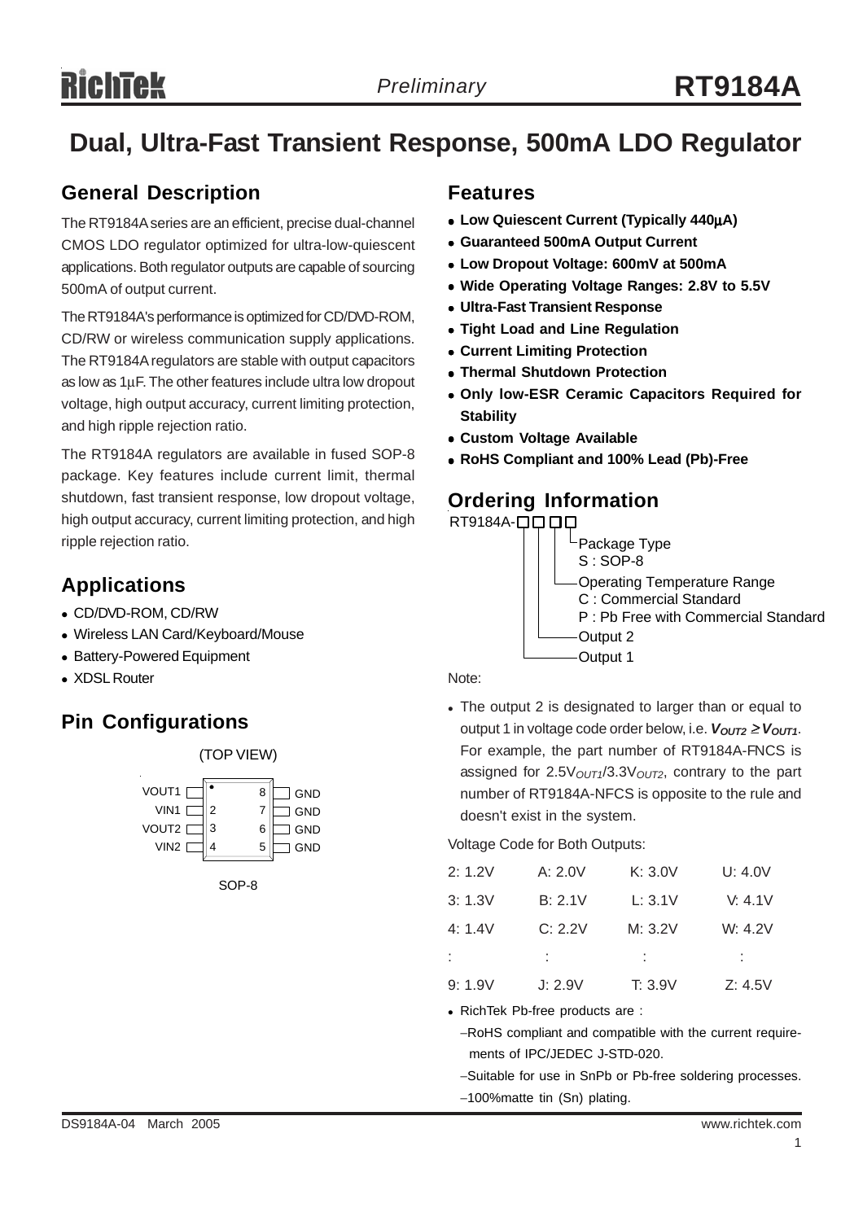# Dual, Ultra-Fast Transient Response, 500mA LDO Regulator

## General Description

The RT9184A series are an efficient, precise dual-channel CMOS LDO regulator optimized for ultra-low-quiescent applications. Both regulator outputs are capable of sourcing 500mA of output current.

The RT9184A's performance is optimized for CD/DVD-ROM, CD/RW or wireless communication supply applications. The RT9184A regulators are stable with output capacitors as low as 1μF. The other features include ultra low dropout voltage, high output accuracy, current limiting protection, and high ripple rejection ratio.

The RT9184A regulators are available in fused SOP-8 package. Key features include current limit, thermal shutdown, fast transient response, low dropout voltage, high output accuracy, current limiting protection, and high ripple rejection ratio.

## Applications

- CD/DVD-ROM, CD/RW
- Wireless LAN Card/Keyboard/Mouse
- Battery-Powered Equipment
- XDSL Router

## Pin Configurations

(TOP VIEW)

| Pin | Name | Pin | Name |
|---|---|---|---|
| 1 | VOUT1 | 8 | GND |
| 2 | VIN1 | 7 | GND |
| 3 | VOUT2 | 6 | GND |
| 4 | VIN2 | 5 | GND |

SOP-8

## Features

- **Low Quiescent Current (Typically 440μA)**
- **Guaranteed 500mA Output Current**
- **Low Dropout Voltage: 600mV at 500mA**
- **Wide Operating Voltage Ranges: 2.8V to 5.5V**
- **Ultra-Fast Transient Response**
- **Tight Load and Line Regulation**
- **Current Limiting Protection**
- **Thermal Shutdown Protection**
- **Only low-ESR Ceramic Capacitors Required for Stability**
- **Custom Voltage Available**
- **RoHS Compliant and 100% Lead (Pb)-Free**

## Ordering Information

RT9184A-□□□□

- Package Type
  - S : SOP-8
- Operating Temperature Range
  - C : Commercial Standard
  - P : Pb Free with Commercial Standard
- Output 2
- Output 1

Note:

- The output 2 is designated to larger than or equal to output 1 in voltage code order below, i.e. $V_{OUT2} \geq V_{OUT1}$. For example, the part number of RT9184A-FNCS is assigned for 2.5$V_{OUT1}$/3.3$V_{OUT2}$, contrary to the part number of RT9184A-NFCS is opposite to the rule and doesn't exist in the system.

Voltage Code for Both Outputs:

| | | | |
|---|---|---|---|
| 2: 1.2V | A: 2.0V | K: 3.0V | U: 4.0V |
| 3: 1.3V | B: 2.1V | L: 3.1V | V: 4.1V |
| 4: 1.4V | C: 2.2V | M: 3.2V | W: 4.2V |
| : | : | : | : |
| 9: 1.9V | J: 2.9V | T: 3.9V | Z: 4.5V |

- RichTek Pb-free products are :
  - −RoHS compliant and compatible with the current requirements of IPC/JEDEC J-STD-020.
  - −Suitable for use in SnPb or Pb-free soldering processes.
  - −100%matte tin (Sn) plating.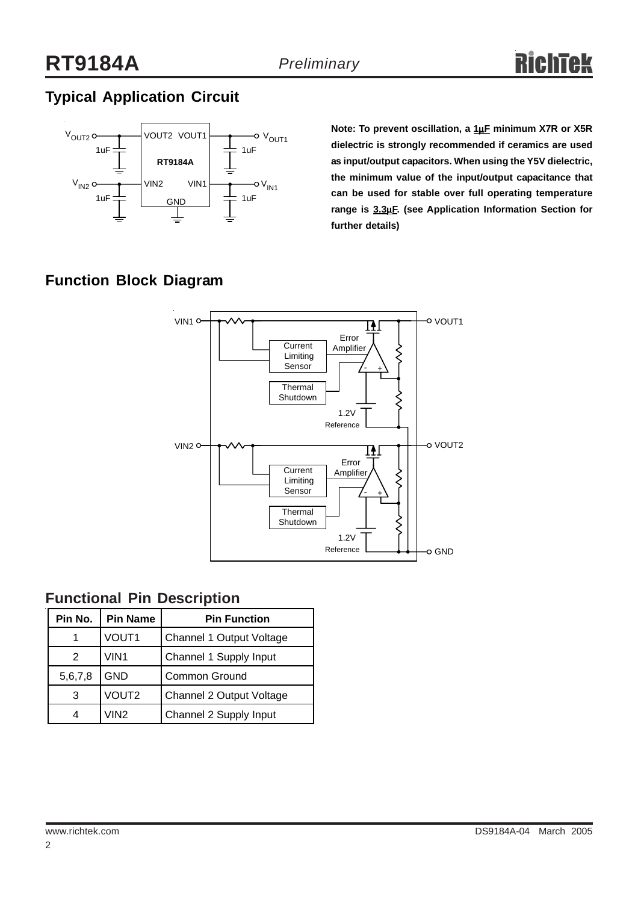## Typical Application Circuit

$V_{OUT2}$

VOUT2 VOUT1

$V_{OUT1}$

1uF

1uF

RT9184A

$V_{IN2}$

VIN2

VIN1

$V_{IN1}$

1uF

GND

1uF

**Note: To prevent oscillation, a 1μF minimum X7R or X5R dielectric is strongly recommended if ceramics are used as input/output capacitors. When using the Y5V dielectric, the minimum value of the input/output capacitance that can be used for stable over full operating temperature range is 3.3μF. (see Application Information Section for further details)**

## Function Block Diagram

VIN1

VOUT1

Error Amplifier

Current Limiting Sensor

Thermal Shutdown

1.2V Reference

VIN2

VOUT2

Error Amplifier

Current Limiting Sensor

Thermal Shutdown

1.2V Reference

GND

## Functional Pin Description

| Pin No. | Pin Name | Pin Function |
|---|---|---|
| 1 | VOUT1 | Channel 1 Output Voltage |
| 2 | VIN1 | Channel 1 Supply Input |
| 5,6,7,8 | GND | Common Ground |
| 3 | VOUT2 | Channel 2 Output Voltage |
| 4 | VIN2 | Channel 2 Supply Input |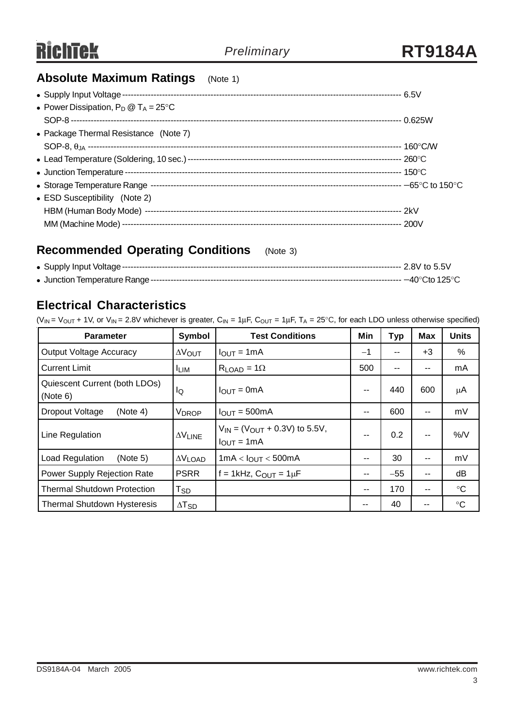## Absolute Maximum Ratings (Note 1)

- Supply Input Voltage ---------------------------------------------------------------------------------------------------- 6.5V
- Power Dissipation, $P_D$ @ $T_A = 25°C$
  SOP-8 ---------------------------------------------------------------------------------------------------------------------- 0.625W
- Package Thermal Resistance (Note 7)
  SOP-8, $\theta_{JA}$ -------------------------------------------------------------------------------------------------------------- 160°C/W
- Lead Temperature (Soldering, 10 sec.) --------------------------------------------------------------------------- 260°C
- Junction Temperature ---------------------------------------------------------------------------------------------------- 150°C
- Storage Temperature Range -------------------------------------------------------------------------------------------- −65°C to 150°C
- ESD Susceptibility (Note 2)
  HBM (Human Body Mode) ---------------------------------------------------------------------------------------- 2kV
  MM (Machine Mode) ----------------------------------------------------------------------------------------------- 200V

## Recommended Operating Conditions (Note 3)

- Supply Input Voltage ---------------------------------------------------------------------------------------------------- 2.8V to 5.5V
- Junction Temperature Range -------------------------------------------------------------------------------------------- −40°Cto 125°C

## Electrical Characteristics

($V_{IN} = V_{OUT} + 1V$, or $V_{IN} = 2.8V$ whichever is greater, $C_{IN} = 1\mu F$, $C_{OUT} = 1\mu F$, $T_A = 25°C$, for each LDO unless otherwise specified)

| Parameter | Symbol | Test Conditions | Min | Typ | Max | Units |
|---|---|---|---|---|---|---|
| Output Voltage Accuracy | $\Delta V_{OUT}$ | $I_{OUT} = 1mA$ | −1 | -- | +3 | % |
| Current Limit | $I_{LIM}$ | $R_{LOAD} = 1\Omega$ | 500 | -- | -- | mA |
| Quiescent Current (both LDOs) (Note 6) | $I_Q$ | $I_{OUT} = 0mA$ | -- | 440 | 600 | μA |
| Dropout Voltage (Note 4) | $V_{DROP}$ | $I_{OUT} = 500mA$ | -- | 600 | -- | mV |
| Line Regulation | $\Delta V_{LINE}$ | $V_{IN} = (V_{OUT} + 0.3V)$ to 5.5V, $I_{OUT} = 1mA$ | -- | 0.2 | -- | %/V |
| Load Regulation (Note 5) | $\Delta V_{LOAD}$ | $1mA < I_{OUT} < 500mA$ | -- | 30 | -- | mV |
| Power Supply Rejection Rate | PSRR | f = 1kHz, $C_{OUT} = 1\mu F$ | -- | −55 | -- | dB |
| Thermal Shutdown Protection | $T_{SD}$ | | -- | 170 | -- | °C |
| Thermal Shutdown Hysteresis | $\Delta T_{SD}$ | | -- | 40 | -- | °C |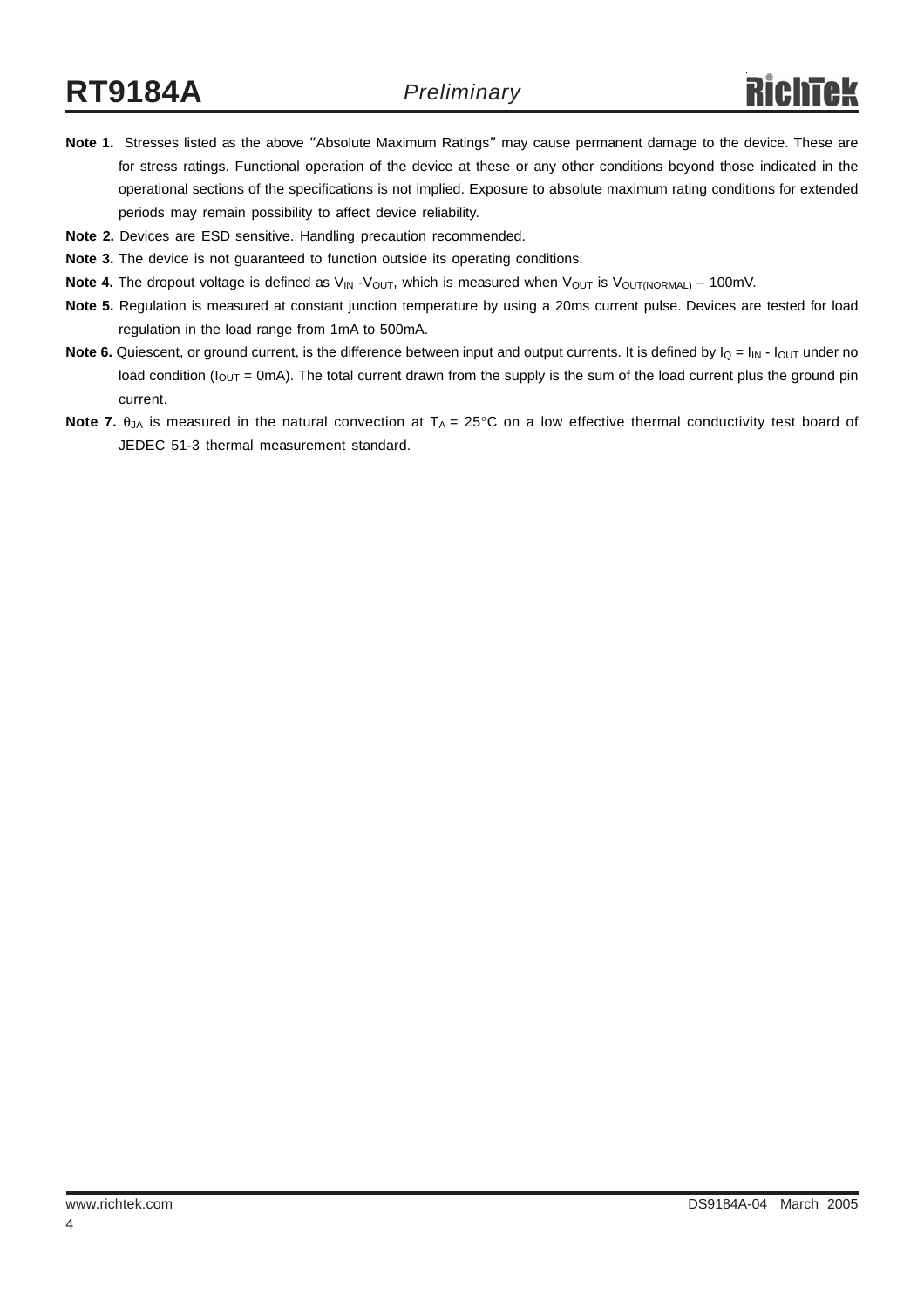**Note 1.** Stresses listed as the above "Absolute Maximum Ratings" may cause permanent damage to the device. These are for stress ratings. Functional operation of the device at these or any other conditions beyond those indicated in the operational sections of the specifications is not implied. Exposure to absolute maximum rating conditions for extended periods may remain possibility to affect device reliability.

**Note 2.** Devices are ESD sensitive. Handling precaution recommended.

**Note 3.** The device is not guaranteed to function outside its operating conditions.

**Note 4.** The dropout voltage is defined as $V_{IN}$ -$V_{OUT}$, which is measured when $V_{OUT}$ is $V_{OUT(NORMAL)}$ − 100mV.

**Note 5.** Regulation is measured at constant junction temperature by using a 20ms current pulse. Devices are tested for load regulation in the load range from 1mA to 500mA.

**Note 6.** Quiescent, or ground current, is the difference between input and output currents. It is defined by $I_Q = I_{IN} - I_{OUT}$ under no load condition ($I_{OUT}$ = 0mA). The total current drawn from the supply is the sum of the load current plus the ground pin current.

**Note 7.** $\theta_{JA}$ is measured in the natural convection at $T_A$ = 25°C on a low effective thermal conductivity test board of JEDEC 51-3 thermal measurement standard.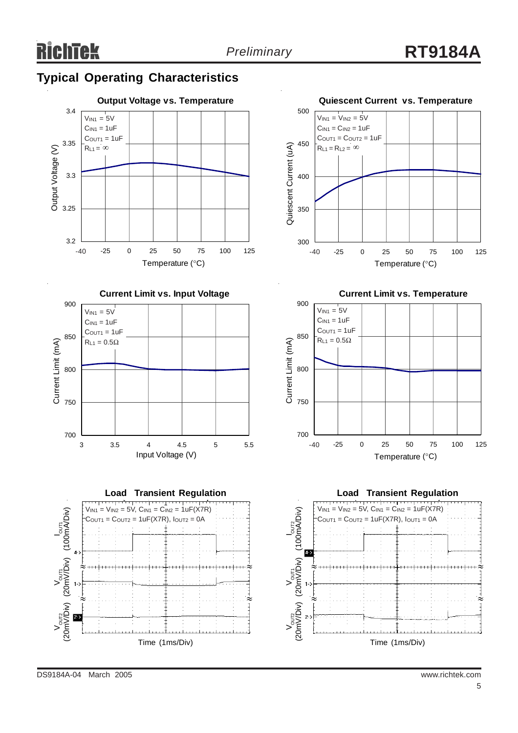## Typical Operating Characteristics

**Output Voltage vs. Temperature**

$V_{IN1}$ = 5V
$C_{IN1}$ = 1uF
$C_{OUT1}$ = 1uF
$R_{L1} = \infty$

Output Voltage (V)

3.4
3.35
3.3
3.25
3.2

-40 -25 0 25 50 75 100 125

Temperature (°C)

**Quiescent Current vs. Temperature**

$V_{IN1} = V_{IN2}$ = 5V
$C_{IN1} = C_{IN2}$ = 1uF
$C_{OUT1} = C_{OUT2}$ = 1uF
$R_{L1} = R_{L2} = \infty$

Quiescent Current (uA)

500
450
400
350
300

-40 -25 0 25 50 75 100 125

Temperature (°C)

**Current Limit vs. Input Voltage**

$V_{IN1}$ = 5V
$C_{IN1}$ = 1uF
$C_{OUT1}$ = 1uF
$R_{L1}$ = 0.5Ω

Current Limit (mA)

900
850
800
750
700

3 3.5 4 4.5 5 5.5

Input Voltage (V)

**Current Limit vs. Temperature**

$V_{IN1}$ = 5V
$C_{IN1}$ = 1uF
$C_{OUT1}$ = 1uF
$R_{L1}$ = 0.5Ω

Current Limit (mA)

900
850
800
750
700

-40 -25 0 25 50 75 100 125

Temperature (°C)

**Load Transient Regulation**

$V_{IN1} = V_{IN2}$ = 5V, $C_{IN1} = C_{IN2}$ = 1uF(X7R)
$C_{OUT1} = C_{OUT2}$ = 1uF(X7R), $I_{OUT2}$ = 0A

$I_{OUT1}$ (100mA/Div)

$V_{OUT1}$ (20mV/Div)

$V_{OUT2}$ (20mV/Div)

Time (1ms/Div)

**Load Transient Regulation**

$V_{IN1} = V_{IN2}$ = 5V, $C_{IN1} = C_{IN2}$ = 1uF(X7R)
$C_{OUT1} = C_{OUT2}$ = 1uF(X7R), $I_{OUT1}$ = 0A

$I_{OUT2}$ (100mA/Div)

$V_{OUT1}$ (20mV/Div)

$V_{OUT2}$ (20mV/Div)

Time (1ms/Div)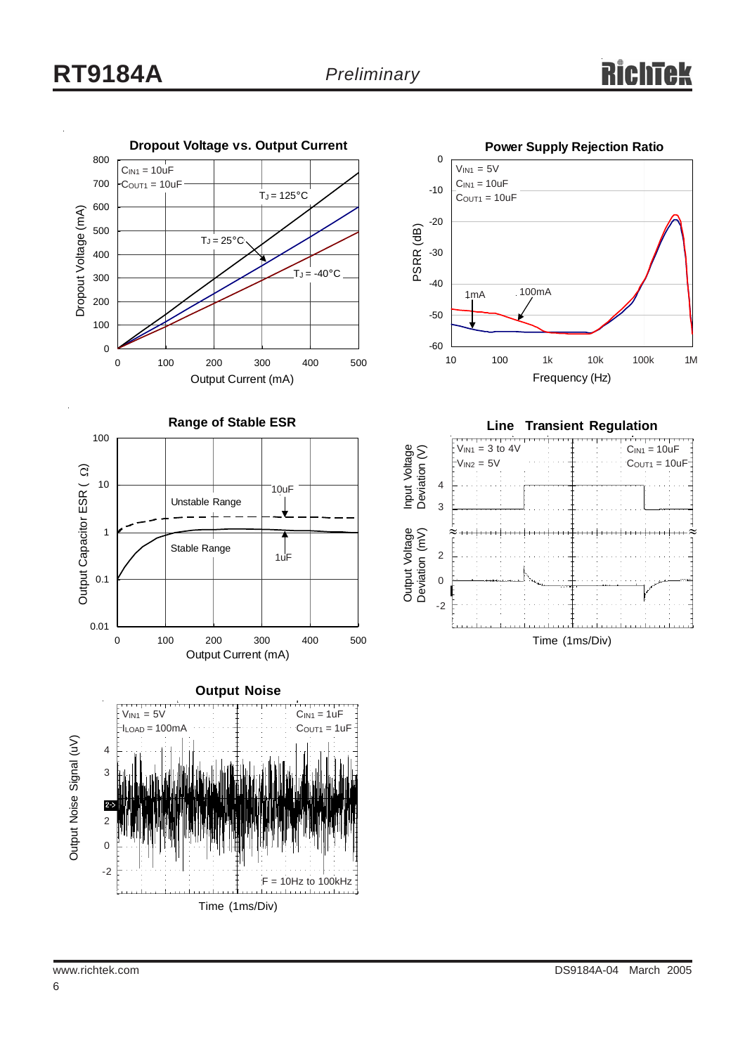## Dropout Voltage vs. Output Current

$C_{IN1}$ = 10uF
$C_{OUT1}$ = 10uF
$T_J$ = 125°C
$T_J$ = 25°C
$T_J$ = -40°C

Dropout Voltage (mA)
800
700
600
500
400
300
200
100
0

0 100 200 300 400 500
Output Current (mA)

## Power Supply Rejection Ratio

$V_{IN1}$ = 5V
$C_{IN1}$ = 10uF
$C_{OUT1}$ = 10uF
1mA
100mA

PSRR (dB)
0
-10
-20
-30
-40
-50
-60

10 100 1k 10k 100k 1M
Frequency (Hz)

## Range of Stable ESR

Output Capacitor ESR ( Ω)
100
10
1
0.1
0.01

Unstable Range
Stable Range
10uF
1uF

0 100 200 300 400 500
Output Current (mA)

## Line Transient Regulation

$V_{IN1}$ = 3 to 4V
$V_{IN2}$ = 5V
$C_{IN1}$ = 10uF
$C_{OUT1}$ = 10uF

Input Voltage Deviation (V)
4
3

Output Voltage Deviation (mV)
2
0
-2

Time (1ms/Div)

## Output Noise

$V_{IN1}$ = 5V
$I_{LOAD}$ = 100mA
$C_{IN1}$ = 1uF
$C_{OUT1}$ = 1uF
F = 10Hz to 100kHz

Output Noise Signal (uV)
4
3
2
0
-2

Time (1ms/Div)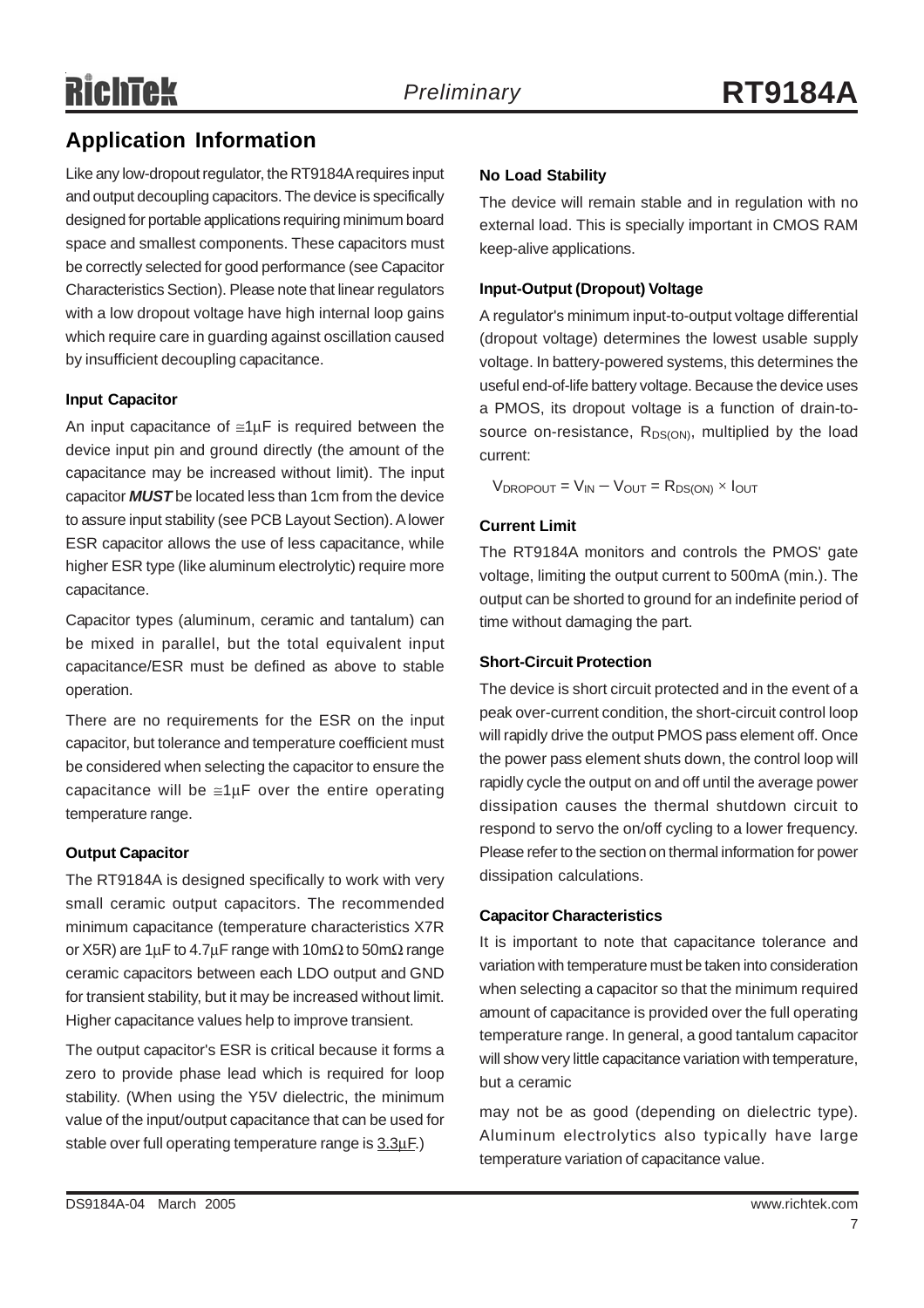## Application Information

Like any low-dropout regulator, the RT9184A requires input and output decoupling capacitors. The device is specifically designed for portable applications requiring minimum board space and smallest components. These capacitors must be correctly selected for good performance (see Capacitor Characteristics Section). Please note that linear regulators with a low dropout voltage have high internal loop gains which require care in guarding against oscillation caused by insufficient decoupling capacitance.

### Input Capacitor

An input capacitance of ≅1μF is required between the device input pin and ground directly (the amount of the capacitance may be increased without limit). The input capacitor ***MUST*** be located less than 1cm from the device to assure input stability (see PCB Layout Section). A lower ESR capacitor allows the use of less capacitance, while higher ESR type (like aluminum electrolytic) require more capacitance.

Capacitor types (aluminum, ceramic and tantalum) can be mixed in parallel, but the total equivalent input capacitance/ESR must be defined as above to stable operation.

There are no requirements for the ESR on the input capacitor, but tolerance and temperature coefficient must be considered when selecting the capacitor to ensure the capacitance will be ≅1μF over the entire operating temperature range.

### Output Capacitor

The RT9184A is designed specifically to work with very small ceramic output capacitors. The recommended minimum capacitance (temperature characteristics X7R or X5R) are 1μF to 4.7μF range with 10mΩ to 50mΩ range ceramic capacitors between each LDO output and GND for transient stability, but it may be increased without limit. Higher capacitance values help to improve transient.

The output capacitor's ESR is critical because it forms a zero to provide phase lead which is required for loop stability. (When using the Y5V dielectric, the minimum value of the input/output capacitance that can be used for stable over full operating temperature range is 3.3μF.)

### No Load Stability

The device will remain stable and in regulation with no external load. This is specially important in CMOS RAM keep-alive applications.

### Input-Output (Dropout) Voltage

A regulator's minimum input-to-output voltage differential (dropout voltage) determines the lowest usable supply voltage. In battery-powered systems, this determines the useful end-of-life battery voltage. Because the device uses a PMOS, its dropout voltage is a function of drain-to-source on-resistance, $R_{DS(ON)}$, multiplied by the load current:

$$V_{DROPOUT} = V_{IN} - V_{OUT} = R_{DS(ON)} \times I_{OUT}$$

### Current Limit

The RT9184A monitors and controls the PMOS' gate voltage, limiting the output current to 500mA (min.). The output can be shorted to ground for an indefinite period of time without damaging the part.

### Short-Circuit Protection

The device is short circuit protected and in the event of a peak over-current condition, the short-circuit control loop will rapidly drive the output PMOS pass element off. Once the power pass element shuts down, the control loop will rapidly cycle the output on and off until the average power dissipation causes the thermal shutdown circuit to respond to servo the on/off cycling to a lower frequency. Please refer to the section on thermal information for power dissipation calculations.

### Capacitor Characteristics

It is important to note that capacitance tolerance and variation with temperature must be taken into consideration when selecting a capacitor so that the minimum required amount of capacitance is provided over the full operating temperature range. In general, a good tantalum capacitor will show very little capacitance variation with temperature, but a ceramic may not be as good (depending on dielectric type). Aluminum electrolytics also typically have large temperature variation of capacitance value.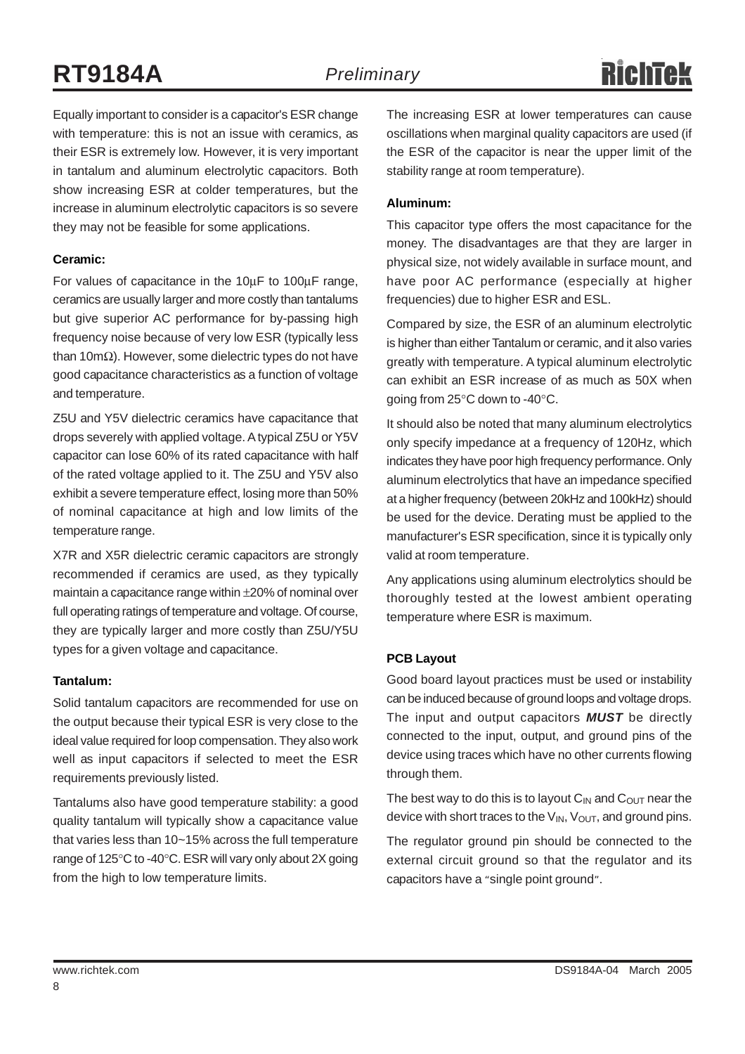Equally important to consider is a capacitor's ESR change with temperature: this is not an issue with ceramics, as their ESR is extremely low. However, it is very important in tantalum and aluminum electrolytic capacitors. Both show increasing ESR at colder temperatures, but the increase in aluminum electrolytic capacitors is so severe they may not be feasible for some applications.

**Ceramic:**

For values of capacitance in the 10μF to 100μF range, ceramics are usually larger and more costly than tantalums but give superior AC performance for by-passing high frequency noise because of very low ESR (typically less than 10mΩ). However, some dielectric types do not have good capacitance characteristics as a function of voltage and temperature.

Z5U and Y5V dielectric ceramics have capacitance that drops severely with applied voltage. A typical Z5U or Y5V capacitor can lose 60% of its rated capacitance with half of the rated voltage applied to it. The Z5U and Y5V also exhibit a severe temperature effect, losing more than 50% of nominal capacitance at high and low limits of the temperature range.

X7R and X5R dielectric ceramic capacitors are strongly recommended if ceramics are used, as they typically maintain a capacitance range within ±20% of nominal over full operating ratings of temperature and voltage. Of course, they are typically larger and more costly than Z5U/Y5U types for a given voltage and capacitance.

**Tantalum:**

Solid tantalum capacitors are recommended for use on the output because their typical ESR is very close to the ideal value required for loop compensation. They also work well as input capacitors if selected to meet the ESR requirements previously listed.

Tantalums also have good temperature stability: a good quality tantalum will typically show a capacitance value that varies less than 10~15% across the full temperature range of 125°C to -40°C. ESR will vary only about 2X going from the high to low temperature limits.

The increasing ESR at lower temperatures can cause oscillations when marginal quality capacitors are used (if the ESR of the capacitor is near the upper limit of the stability range at room temperature).

**Aluminum:**

This capacitor type offers the most capacitance for the money. The disadvantages are that they are larger in physical size, not widely available in surface mount, and have poor AC performance (especially at higher frequencies) due to higher ESR and ESL.

Compared by size, the ESR of an aluminum electrolytic is higher than either Tantalum or ceramic, and it also varies greatly with temperature. A typical aluminum electrolytic can exhibit an ESR increase of as much as 50X when going from 25°C down to -40°C.

It should also be noted that many aluminum electrolytics only specify impedance at a frequency of 120Hz, which indicates they have poor high frequency performance. Only aluminum electrolytics that have an impedance specified at a higher frequency (between 20kHz and 100kHz) should be used for the device. Derating must be applied to the manufacturer's ESR specification, since it is typically only valid at room temperature.

Any applications using aluminum electrolytics should be thoroughly tested at the lowest ambient operating temperature where ESR is maximum.

**PCB Layout**

Good board layout practices must be used or instability can be induced because of ground loops and voltage drops. The input and output capacitors ***MUST*** be directly connected to the input, output, and ground pins of the device using traces which have no other currents flowing through them.

The best way to do this is to layout $C_{IN}$ and $C_{OUT}$ near the device with short traces to the $V_{IN}$, $V_{OUT}$, and ground pins.

The regulator ground pin should be connected to the external circuit ground so that the regulator and its capacitors have a "single point ground".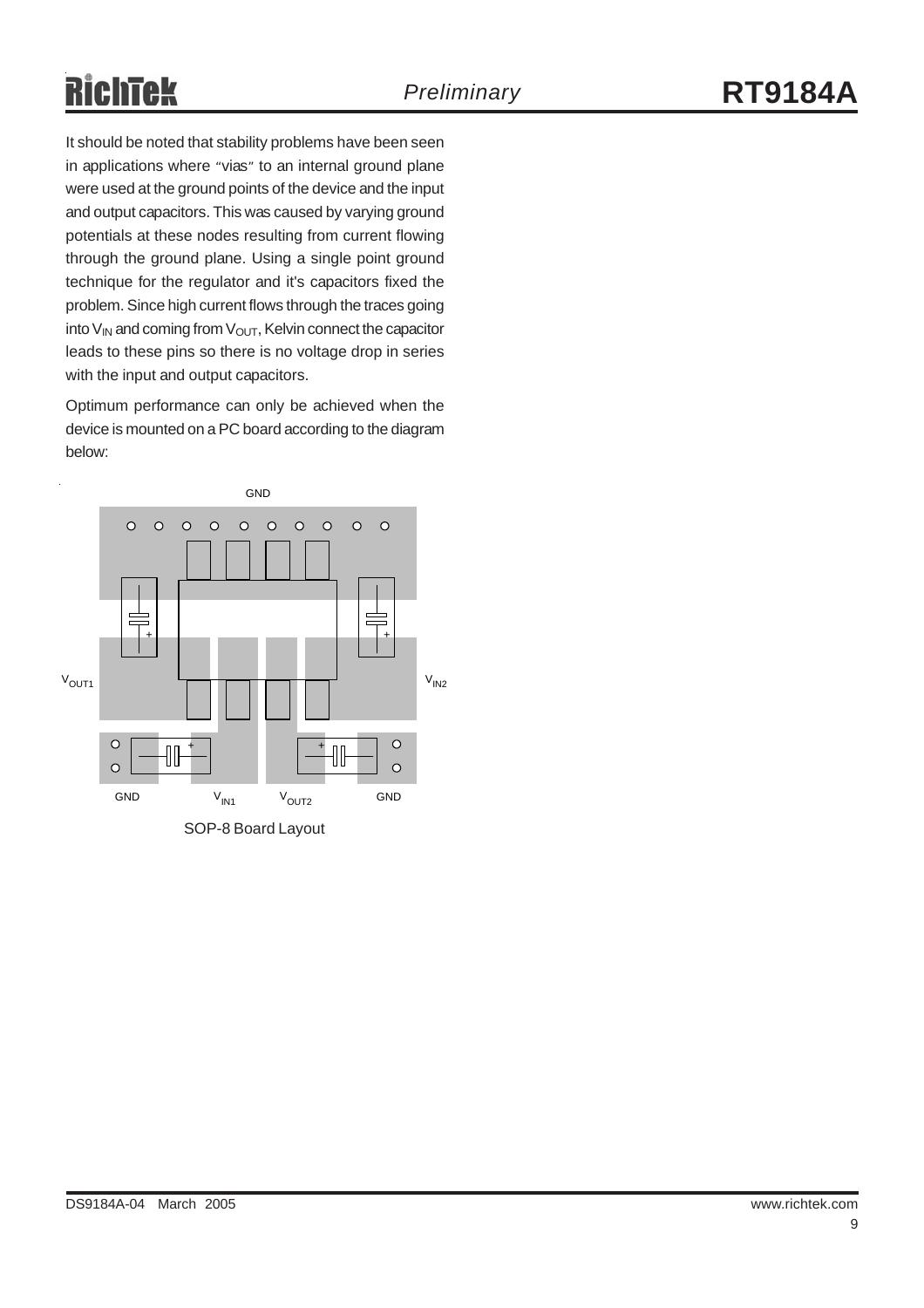It should be noted that stability problems have been seen in applications where "vias" to an internal ground plane were used at the ground points of the device and the input and output capacitors. This was caused by varying ground potentials at these nodes resulting from current flowing through the ground plane. Using a single point ground technique for the regulator and it's capacitors fixed the problem. Since high current flows through the traces going into $V_{IN}$ and coming from $V_{OUT}$, Kelvin connect the capacitor leads to these pins so there is no voltage drop in series with the input and output capacitors.

Optimum performance can only be achieved when the device is mounted on a PC board according to the diagram below:

GND

$V_{OUT1}$

$V_{IN2}$

GND

$V_{IN1}$

$V_{OUT2}$

GND

SOP-8 Board Layout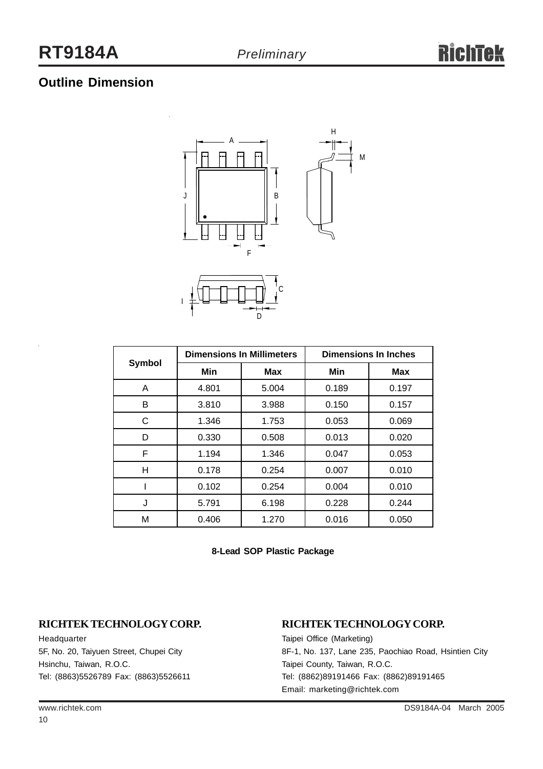## Outline Dimension

H

A

M

J

B

F

C

I

D

| Symbol | Dimensions In Millimeters | | Dimensions In Inches | |
|---|---|---|---|---|
| | Min | Max | Min | Max |
| A | 4.801 | 5.004 | 0.189 | 0.197 |
| B | 3.810 | 3.988 | 0.150 | 0.157 |
| C | 1.346 | 1.753 | 0.053 | 0.069 |
| D | 0.330 | 0.508 | 0.013 | 0.020 |
| F | 1.194 | 1.346 | 0.047 | 0.053 |
| H | 0.178 | 0.254 | 0.007 | 0.010 |
| I | 0.102 | 0.254 | 0.004 | 0.010 |
| J | 5.791 | 6.198 | 0.228 | 0.244 |
| M | 0.406 | 1.270 | 0.016 | 0.050 |

**8-Lead SOP Plastic Package**

**RICHTEK TECHNOLOGY CORP.**

Headquarter
5F, No. 20, Taiyuen Street, Chupei City
Hsinchu, Taiwan, R.O.C.
Tel: (8863)5526789 Fax: (8863)5526611

**RICHTEK TECHNOLOGY CORP.**

Taipei Office (Marketing)
8F-1, No. 137, Lane 235, Paochiao Road, Hsintien City
Taipei County, Taiwan, R.O.C.
Tel: (8862)89191466 Fax: (8862)89191465
Email: marketing@richtek.com